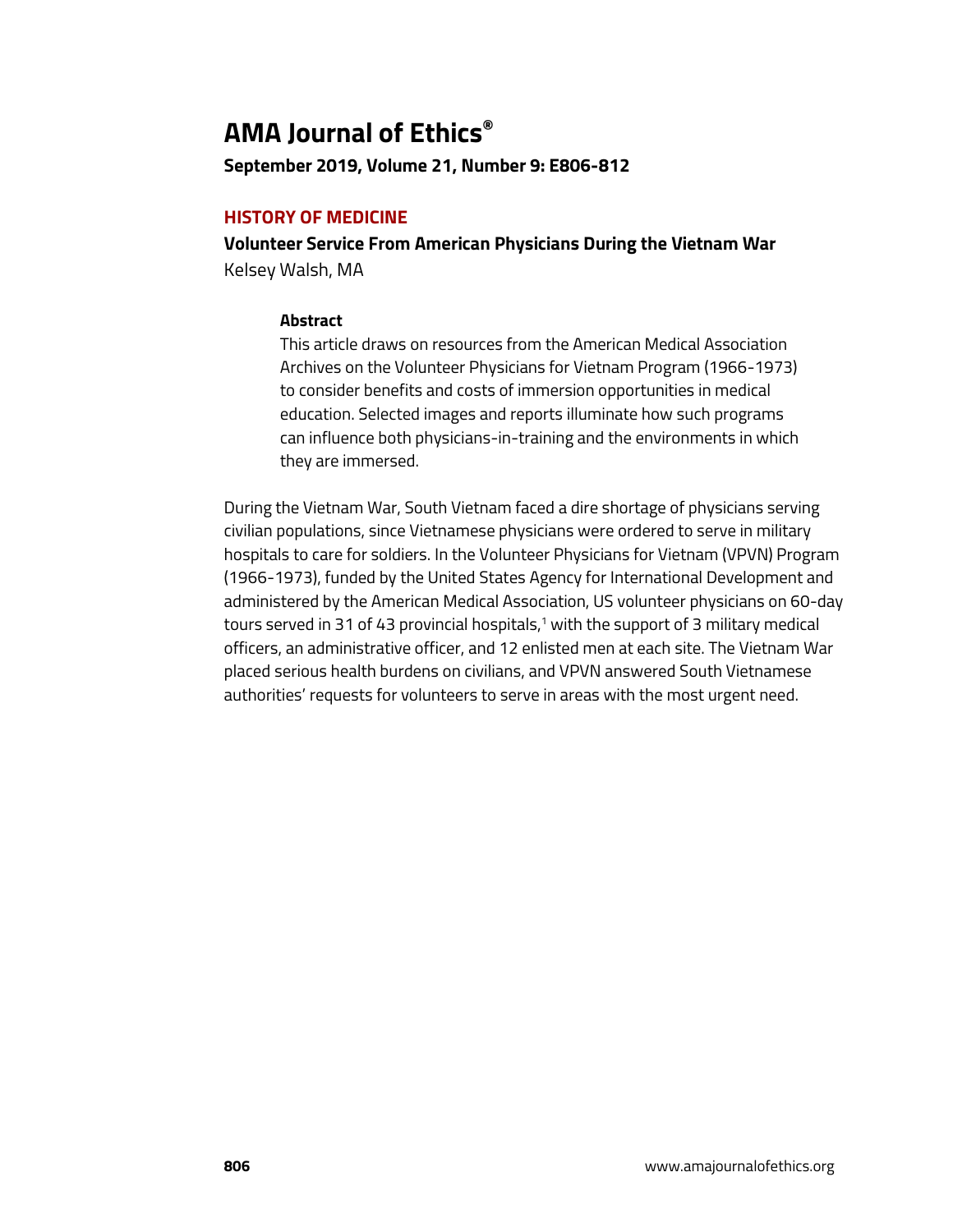# AMA Journal of Ethics®

**September 2019, Volume 21, Number 9: E806-812**

## HISTORY OF MEDICINE

**Volunteer Service From American Physicians During the Vietnam War**

Kelsey Walsh, MA

### Abstract

This article draws on resources from the American Medical Association Archives on the Volunteer Physicians for Vietnam Program (1966-1973) to consider benefits and costs of immersion opportunities in medical education. Selected images and reports illuminate how such programs can influence both physicians-in-training and the environments in which they are immersed.

During the Vietnam War, South Vietnam faced a dire shortage of physicians serving civilian populations, since Vietnamese physicians were ordered to serve in military hospitals to care for soldiers. In the Volunteer Physicians for Vietnam (VPVN) Program (1966-1973), funded by the United States Agency for International Development and administered by the American Medical Association, US volunteer physicians on 60-day tours served in 31 of 43 provincial hospitals,[1] with the support of 3 military medical officers, an administrative officer, and 12 enlisted men at each site. The Vietnam War placed serious health burdens on civilians, and VPVN answered South Vietnamese authorities' requests for volunteers to serve in areas with the most urgent need.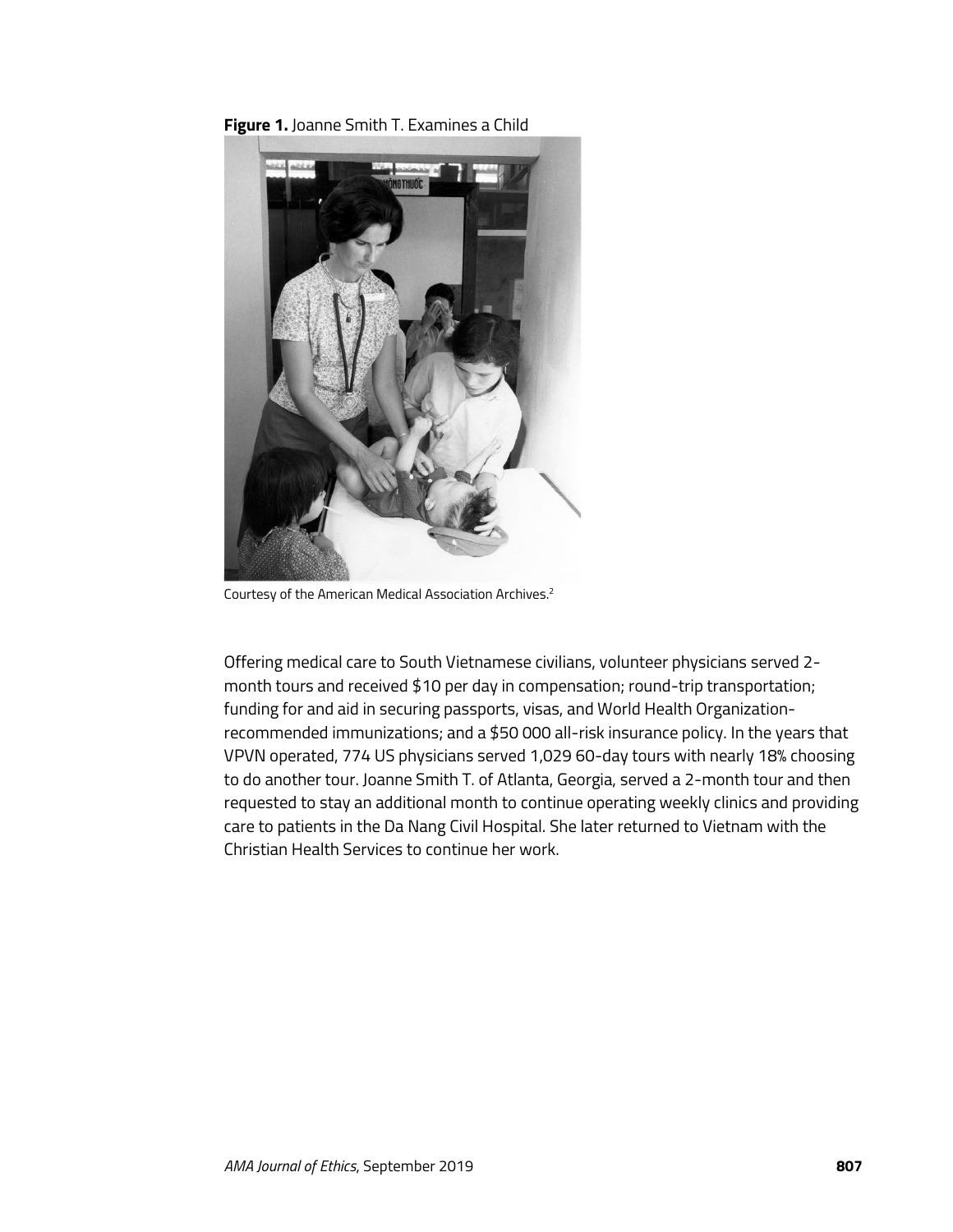**Figure 1.** Joanne Smith T. Examines a Child

Courtesy of the American Medical Association Archives.[2]

Offering medical care to South Vietnamese civilians, volunteer physicians served 2-month tours and received $10 per day in compensation; round-trip transportation; funding for and aid in securing passports, visas, and World Health Organization-recommended immunizations; and a $50 000 all-risk insurance policy. In the years that VPVN operated, 774 US physicians served 1,029 60-day tours with nearly 18% choosing to do another tour. Joanne Smith T. of Atlanta, Georgia, served a 2-month tour and then requested to stay an additional month to continue operating weekly clinics and providing care to patients in the Da Nang Civil Hospital. She later returned to Vietnam with the Christian Health Services to continue her work.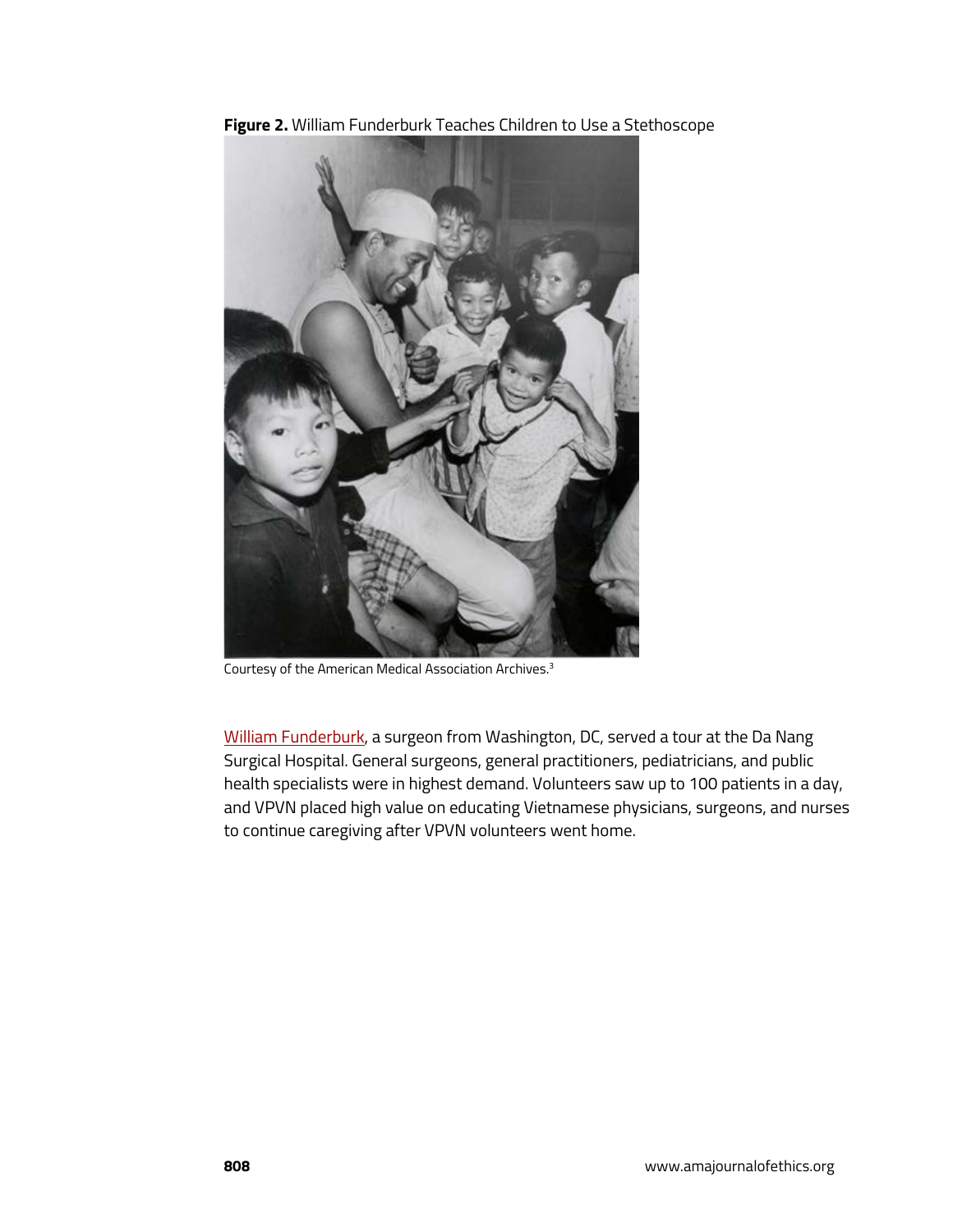**Figure 2.** William Funderburk Teaches Children to Use a Stethoscope

Courtesy of the American Medical Association Archives.[3]

William Funderburk, a surgeon from Washington, DC, served a tour at the Da Nang Surgical Hospital. General surgeons, general practitioners, pediatricians, and public health specialists were in highest demand. Volunteers saw up to 100 patients in a day, and VPVN placed high value on educating Vietnamese physicians, surgeons, and nurses to continue caregiving after VPVN volunteers went home.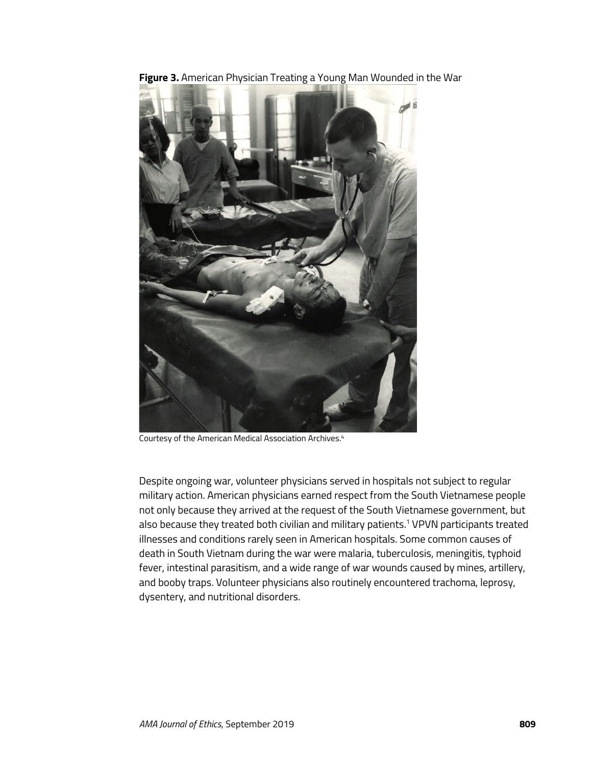**Figure 3.** American Physician Treating a Young Man Wounded in the War

Courtesy of the American Medical Association Archives.[4]

Despite ongoing war, volunteer physicians served in hospitals not subject to regular military action. American physicians earned respect from the South Vietnamese people not only because they arrived at the request of the South Vietnamese government, but also because they treated both civilian and military patients.[1] VPVN participants treated illnesses and conditions rarely seen in American hospitals. Some common causes of death in South Vietnam during the war were malaria, tuberculosis, meningitis, typhoid fever, intestinal parasitism, and a wide range of war wounds caused by mines, artillery, and booby traps. Volunteer physicians also routinely encountered trachoma, leprosy, dysentery, and nutritional disorders.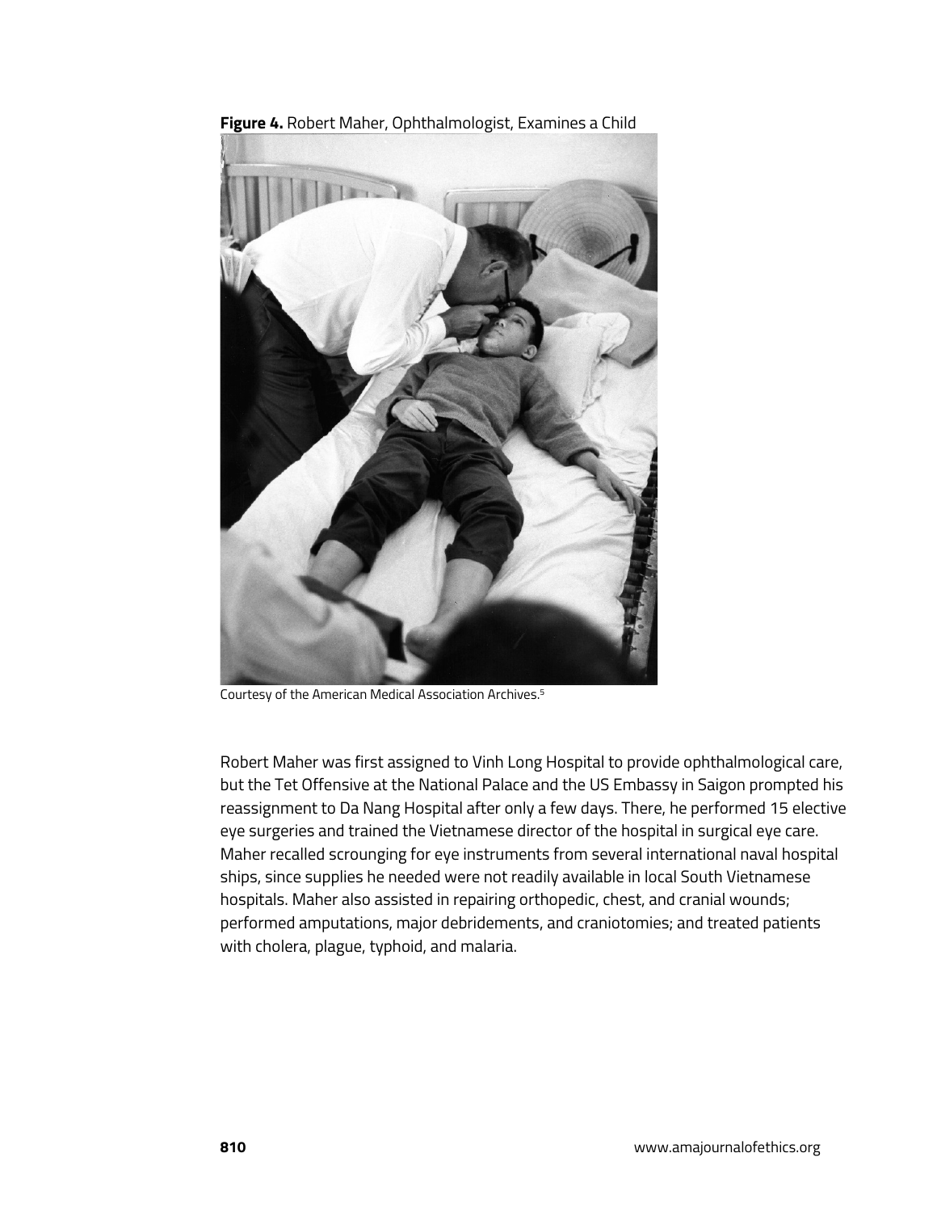**Figure 4.** Robert Maher, Ophthalmologist, Examines a Child

Courtesy of the American Medical Association Archives.[5]

Robert Maher was first assigned to Vinh Long Hospital to provide ophthalmological care, but the Tet Offensive at the National Palace and the US Embassy in Saigon prompted his reassignment to Da Nang Hospital after only a few days. There, he performed 15 elective eye surgeries and trained the Vietnamese director of the hospital in surgical eye care. Maher recalled scrounging for eye instruments from several international naval hospital ships, since supplies he needed were not readily available in local South Vietnamese hospitals. Maher also assisted in repairing orthopedic, chest, and cranial wounds; performed amputations, major debridements, and craniotomies; and treated patients with cholera, plague, typhoid, and malaria.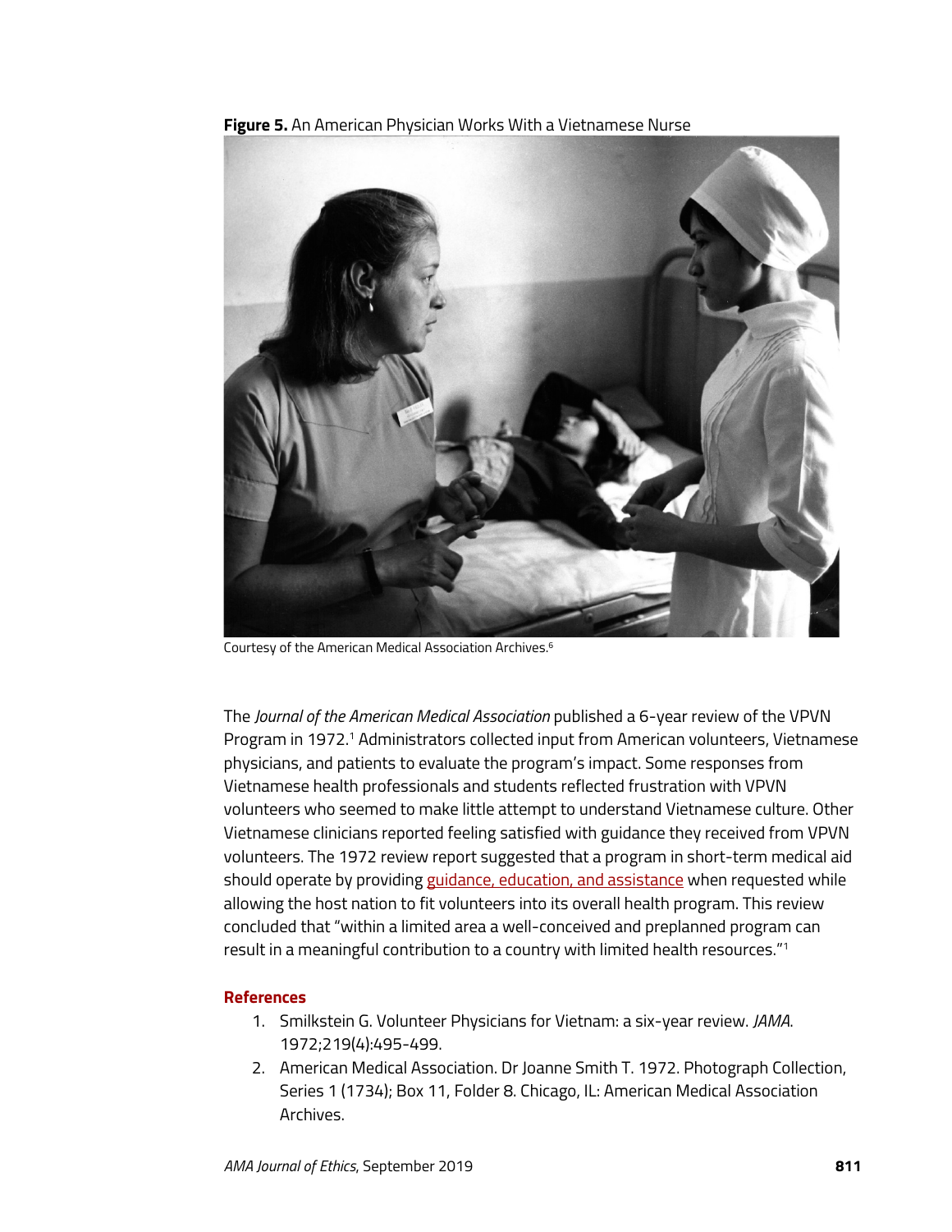**Figure 5.** An American Physician Works With a Vietnamese Nurse

Courtesy of the American Medical Association Archives.[6]

The *Journal of the American Medical Association* published a 6-year review of the VPVN Program in 1972.[1] Administrators collected input from American volunteers, Vietnamese physicians, and patients to evaluate the program's impact. Some responses from Vietnamese health professionals and students reflected frustration with VPVN volunteers who seemed to make little attempt to understand Vietnamese culture. Other Vietnamese clinicians reported feeling satisfied with guidance they received from VPVN volunteers. The 1972 review report suggested that a program in short-term medical aid should operate by providing guidance, education, and assistance when requested while allowing the host nation to fit volunteers into its overall health program. This review concluded that "within a limited area a well-conceived and preplanned program can result in a meaningful contribution to a country with limited health resources."[1]

## References

1. Smilkstein G. Volunteer Physicians for Vietnam: a six-year review. *JAMA*. 1972;219(4):495-499.
2. American Medical Association. Dr Joanne Smith T. 1972. Photograph Collection, Series 1 (1734); Box 11, Folder 8. Chicago, IL: American Medical Association Archives.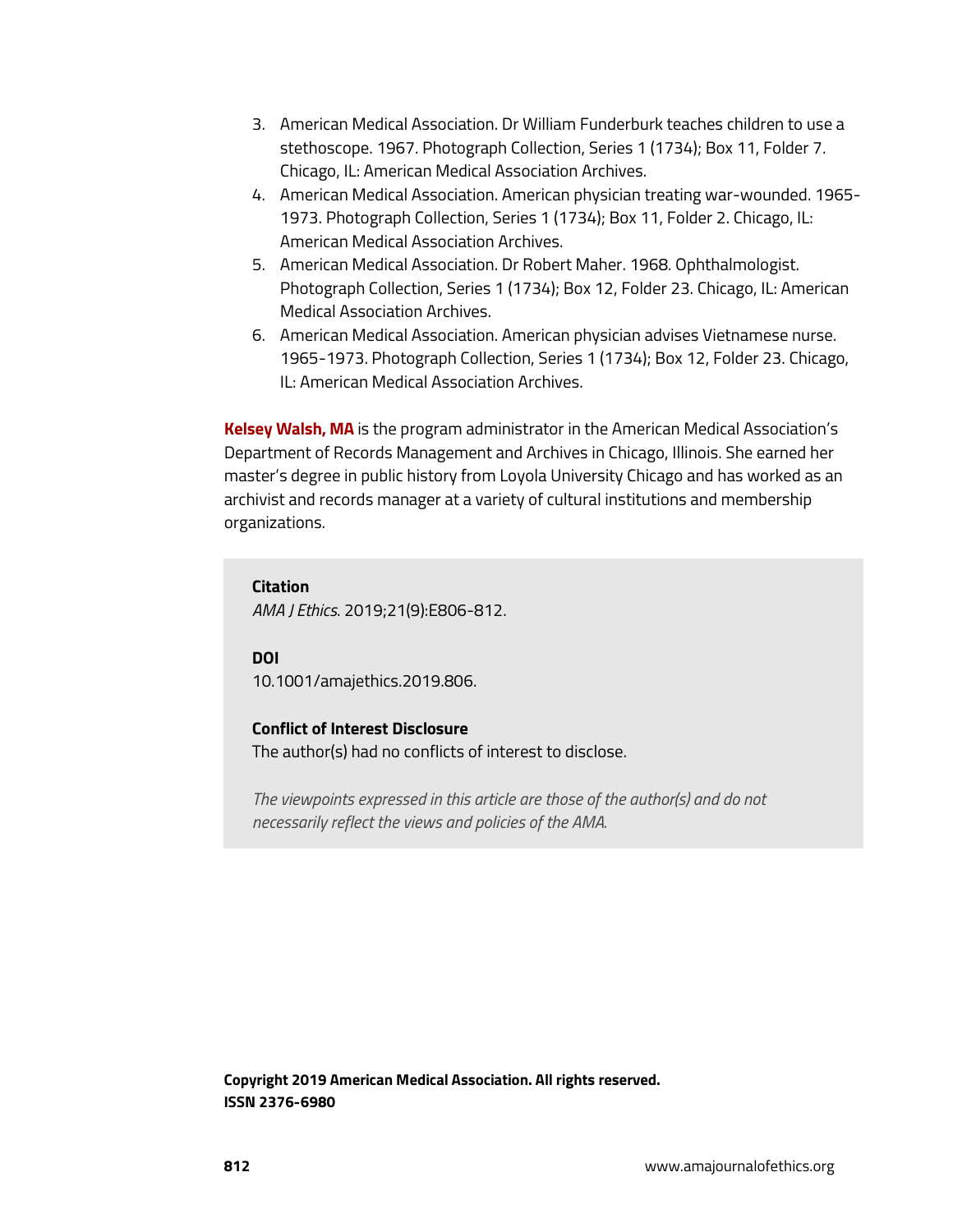3. American Medical Association. Dr William Funderburk teaches children to use a stethoscope. 1967. Photograph Collection, Series 1 (1734); Box 11, Folder 7. Chicago, IL: American Medical Association Archives.
4. American Medical Association. American physician treating war-wounded. 1965-1973. Photograph Collection, Series 1 (1734); Box 11, Folder 2. Chicago, IL: American Medical Association Archives.
5. American Medical Association. Dr Robert Maher. 1968. Ophthalmologist. Photograph Collection, Series 1 (1734); Box 12, Folder 23. Chicago, IL: American Medical Association Archives.
6. American Medical Association. American physician advises Vietnamese nurse. 1965-1973. Photograph Collection, Series 1 (1734); Box 12, Folder 23. Chicago, IL: American Medical Association Archives.

**Kelsey Walsh, MA** is the program administrator in the American Medical Association's Department of Records Management and Archives in Chicago, Illinois. She earned her master's degree in public history from Loyola University Chicago and has worked as an archivist and records manager at a variety of cultural institutions and membership organizations.

**Citation**
*AMA J Ethics*. 2019;21(9):E806-812.

**DOI**
10.1001/amajethics.2019.806.

**Conflict of Interest Disclosure**
The author(s) had no conflicts of interest to disclose.

*The viewpoints expressed in this article are those of the author(s) and do not necessarily reflect the views and policies of the AMA.*

**Copyright 2019 American Medical Association. All rights reserved.**
**ISSN 2376-6980**